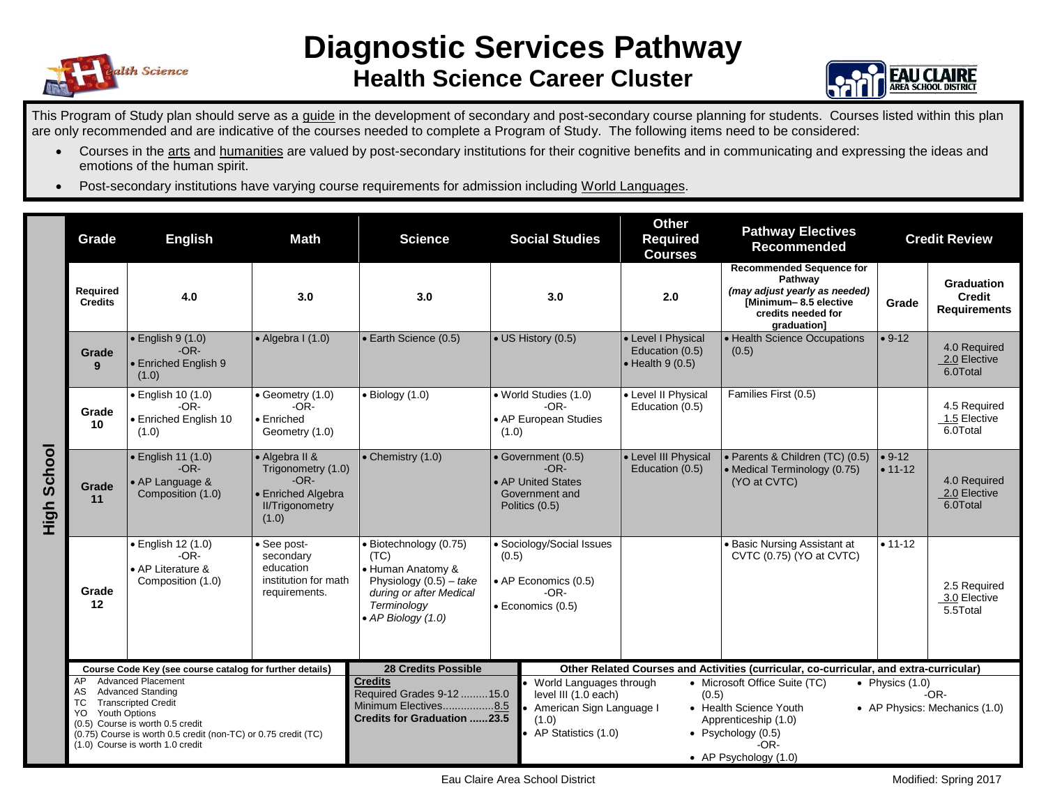# Diagnostic Services Pathway

## Health Science Career Cluster

This Program of Study plan should serve as a guide in the development of secondary and post-secondary course planning for students. Courses listed within this plan are only recommended and are indicative of the courses needed to complete a Program of Study. The following items need to be considered:

- Courses in the arts and humanities are valued by post-secondary institutions for their cognitive benefits and in communicating and expressing the ideas and emotions of the human spirit.
- Post-secondary institutions have varying course requirements for admission including World Languages.

**High School**

| Grade | English | Math | Science | Social Studies | Other Required Courses | Pathway Electives Recommended | Credit Review | |
|---|---|---|---|---|---|---|---|---|
| **Required Credits** | **4.0** | **3.0** | **3.0** | **3.0** | **2.0** | **Recommended Sequence for Pathway** ***(may adjust yearly as needed)*** **[Minimum– 8.5 elective credits needed for graduation]** | **Grade** | **Graduation Credit Requirements** |
| **Grade 9** | • English 9 (1.0)<br>-OR-<br>• Enriched English 9 (1.0) | • Algebra I (1.0) | • Earth Science (0.5) | • US History (0.5) | • Level I Physical Education (0.5)<br>• Health 9 (0.5) | • Health Science Occupations (0.5) | • 9-12 | 4.0 Required<br>2.0 Elective<br>6.0Total |
| **Grade 10** | • English 10 (1.0)<br>-OR-<br>• Enriched English 10 (1.0) | • Geometry (1.0)<br>-OR-<br>• Enriched Geometry (1.0) | • Biology (1.0) | • World Studies (1.0)<br>-OR-<br>• AP European Studies (1.0) | • Level II Physical Education (0.5) | Families First (0.5) | | 4.5 Required<br>1.5 Elective<br>6.0Total |
| **Grade 11** | • English 11 (1.0)<br>-OR-<br>• AP Language & Composition (1.0) | • Algebra II & Trigonometry (1.0)<br>-OR-<br>• Enriched Algebra II/Trigonometry (1.0) | • Chemistry (1.0) | • Government (0.5)<br>-OR-<br>• AP United States Government and Politics (0.5) | • Level III Physical Education (0.5) | • Parents & Children (TC) (0.5)<br>• Medical Terminology (0.75) (YO at CVTC) | • 9-12<br>• 11-12 | 4.0 Required<br>2.0 Elective<br>6.0Total |
| **Grade 12** | • English 12 (1.0)<br>-OR-<br>• AP Literature & Composition (1.0) | • See post-secondary education institution for math requirements. | • Biotechnology (0.75) (TC)<br>• Human Anatomy & Physiology (0.5) – *take during or after Medical Terminology*<br>• *AP Biology (1.0)* | • Sociology/Social Issues (0.5)<br>• AP Economics (0.5)<br>-OR-<br>• Economics (0.5) | | • Basic Nursing Assistant at CVTC (0.75) (YO at CVTC) | • 11-12 | 2.5 Required<br>3.0 Elective<br>5.5Total |

**Course Code Key (see course catalog for further details)**

- AP Advanced Placement
- AS Advanced Standing
- TC Transcripted Credit
- YO Youth Options
- (0.5) Course is worth 0.5 credit
- (0.75) Course is worth 0.5 credit (non-TC) or 0.75 credit (TC)
- (1.0) Course is worth 1.0 credit

**28 Credits Possible**

**Credits**
Required Grades 9-12 .........15.0
Minimum Electives.................8.5
**Credits for Graduation ......23.5**

**Other Related Courses and Activities (curricular, co-curricular, and extra-curricular)**

- World Languages through level III (1.0 each)
- American Sign Language I (1.0)
- AP Statistics (1.0)
- Microsoft Office Suite (TC) (0.5)
- Health Science Youth Apprenticeship (1.0)
- Psychology (0.5)
  -OR-
- AP Psychology (1.0)
- Physics (1.0)
  -OR-
- AP Physics: Mechanics (1.0)

Eau Claire Area School District — Modified: Spring 2017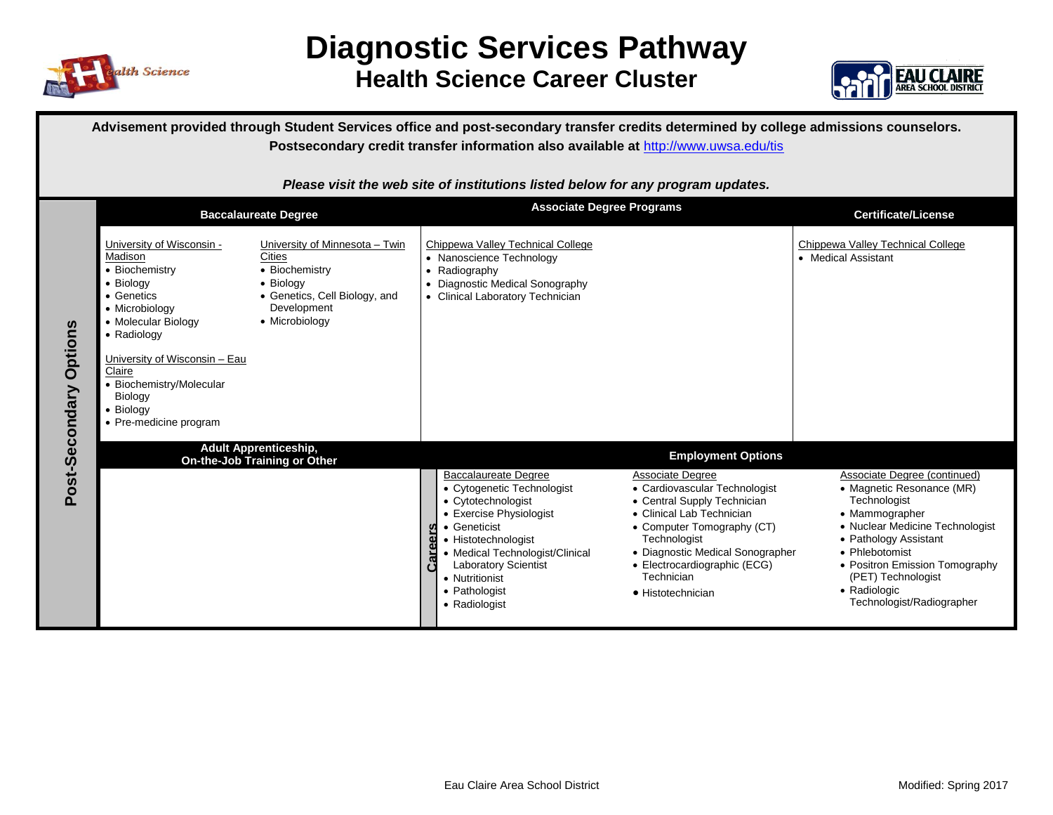# Diagnostic Services Pathway

## Health Science Career Cluster

**Advisement provided through Student Services office and post-secondary transfer credits determined by college admissions counselors.**
**Postsecondary credit transfer information also available at http://www.uwsa.edu/tis**

***Please visit the web site of institutions listed below for any program updates.***

## Post-Secondary Options

### Baccalaureate Degree

University of Wisconsin - Madison
- Biochemistry
- Biology
- Genetics
- Microbiology
- Molecular Biology
- Radiology

University of Wisconsin – Eau Claire
- Biochemistry/Molecular Biology
- Biology
- Pre-medicine program

University of Minnesota – Twin Cities
- Biochemistry
- Biology
- Genetics, Cell Biology, and Development
- Microbiology

### Associate Degree Programs

Chippewa Valley Technical College
- Nanoscience Technology
- Radiography
- Diagnostic Medical Sonography
- Clinical Laboratory Technician

### Certificate/License

Chippewa Valley Technical College
- Medical Assistant

### Adult Apprenticeship, On-the-Job Training or Other

### Employment Options

#### Careers

Baccalaureate Degree
- Cytogenetic Technologist
- Cytotechnologist
- Exercise Physiologist
- Geneticist
- Histotechnologist
- Medical Technologist/Clinical Laboratory Scientist
- Nutritionist
- Pathologist
- Radiologist

Associate Degree
- Cardiovascular Technologist
- Central Supply Technician
- Clinical Lab Technician
- Computer Tomography (CT) Technologist
- Diagnostic Medical Sonographer
- Electrocardiographic (ECG) Technician
- Histotechnician

Associate Degree (continued)
- Magnetic Resonance (MR) Technologist
- Mammographer
- Nuclear Medicine Technologist
- Pathology Assistant
- Phlebotomist
- Positron Emission Tomography (PET) Technologist
- Radiologic Technologist/Radiographer

Eau Claire Area School District

Modified: Spring 2017